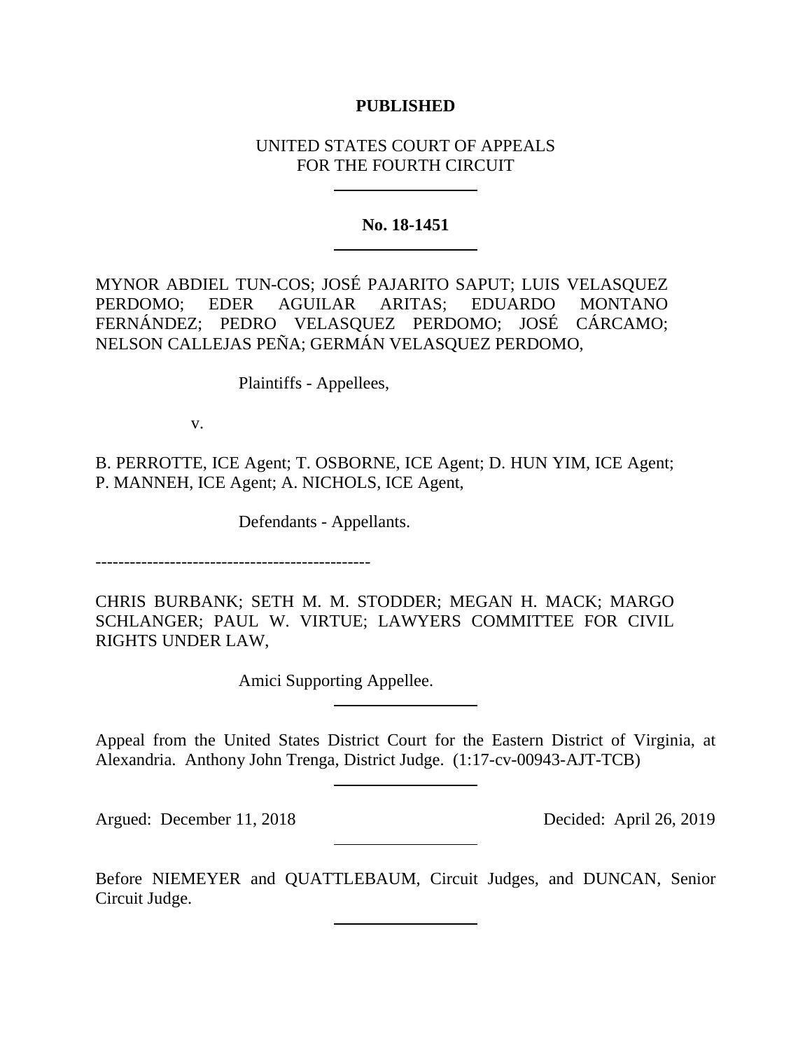**PUBLISHED**

UNITED STATES COURT OF APPEALS
FOR THE FOURTH CIRCUIT

---

**No. 18-1451**

---

MYNOR ABDIEL TUN-COS; JOSÉ PAJARITO SAPUT; LUIS VELASQUEZ PERDOMO; EDER AGUILAR ARITAS; EDUARDO MONTANO FERNÁNDEZ; PEDRO VELASQUEZ PERDOMO; JOSÉ CÁRCAMO; NELSON CALLEJAS PEÑA; GERMÁN VELASQUEZ PERDOMO,

Plaintiffs - Appellees,

v.

B. PERROTTE, ICE Agent; T. OSBORNE, ICE Agent; D. HUN YIM, ICE Agent; P. MANNEH, ICE Agent; A. NICHOLS, ICE Agent,

Defendants - Appellants.

------------------------------------------------

CHRIS BURBANK; SETH M. M. STODDER; MEGAN H. MACK; MARGO SCHLANGER; PAUL W. VIRTUE; LAWYERS COMMITTEE FOR CIVIL RIGHTS UNDER LAW,

Amici Supporting Appellee.

---

Appeal from the United States District Court for the Eastern District of Virginia, at Alexandria. Anthony John Trenga, District Judge. (1:17-cv-00943-AJT-TCB)

---

Argued: December 11, 2018 Decided: April 26, 2019

---

Before NIEMEYER and QUATTLEBAUM, Circuit Judges, and DUNCAN, Senior Circuit Judge.

---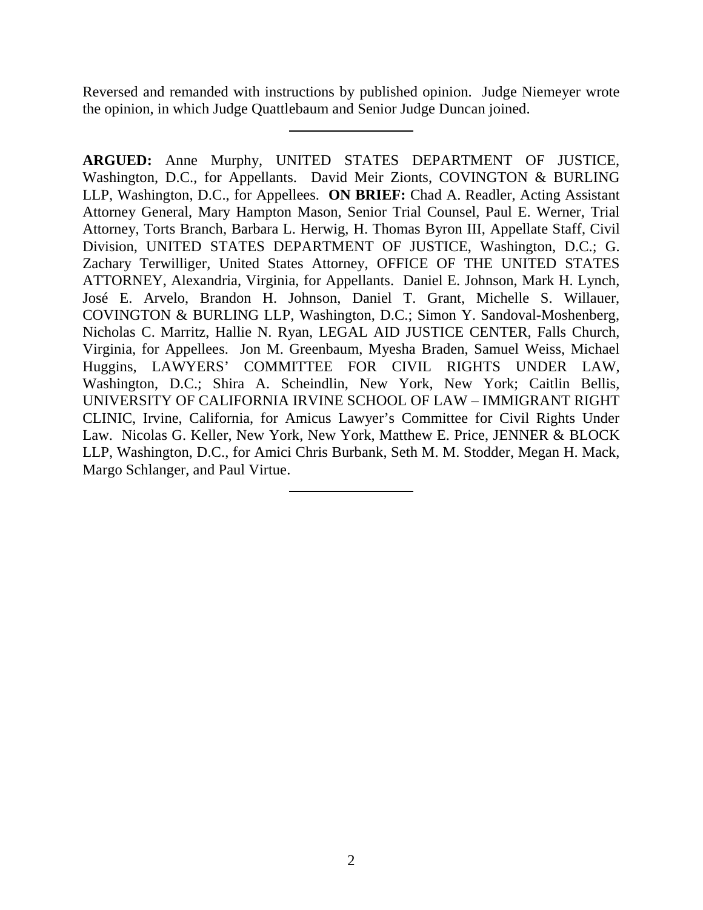Reversed and remanded with instructions by published opinion. Judge Niemeyer wrote the opinion, in which Judge Quattlebaum and Senior Judge Duncan joined.

---

**ARGUED:** Anne Murphy, UNITED STATES DEPARTMENT OF JUSTICE, Washington, D.C., for Appellants. David Meir Zionts, COVINGTON & BURLING LLP, Washington, D.C., for Appellees. **ON BRIEF:** Chad A. Readler, Acting Assistant Attorney General, Mary Hampton Mason, Senior Trial Counsel, Paul E. Werner, Trial Attorney, Torts Branch, Barbara L. Herwig, H. Thomas Byron III, Appellate Staff, Civil Division, UNITED STATES DEPARTMENT OF JUSTICE, Washington, D.C.; G. Zachary Terwilliger, United States Attorney, OFFICE OF THE UNITED STATES ATTORNEY, Alexandria, Virginia, for Appellants. Daniel E. Johnson, Mark H. Lynch, José E. Arvelo, Brandon H. Johnson, Daniel T. Grant, Michelle S. Willauer, COVINGTON & BURLING LLP, Washington, D.C.; Simon Y. Sandoval-Moshenberg, Nicholas C. Marritz, Hallie N. Ryan, LEGAL AID JUSTICE CENTER, Falls Church, Virginia, for Appellees. Jon M. Greenbaum, Myesha Braden, Samuel Weiss, Michael Huggins, LAWYERS' COMMITTEE FOR CIVIL RIGHTS UNDER LAW, Washington, D.C.; Shira A. Scheindlin, New York, New York; Caitlin Bellis, UNIVERSITY OF CALIFORNIA IRVINE SCHOOL OF LAW – IMMIGRANT RIGHT CLINIC, Irvine, California, for Amicus Lawyer's Committee for Civil Rights Under Law. Nicolas G. Keller, New York, New York, Matthew E. Price, JENNER & BLOCK LLP, Washington, D.C., for Amici Chris Burbank, Seth M. M. Stodder, Megan H. Mack, Margo Schlanger, and Paul Virtue.

---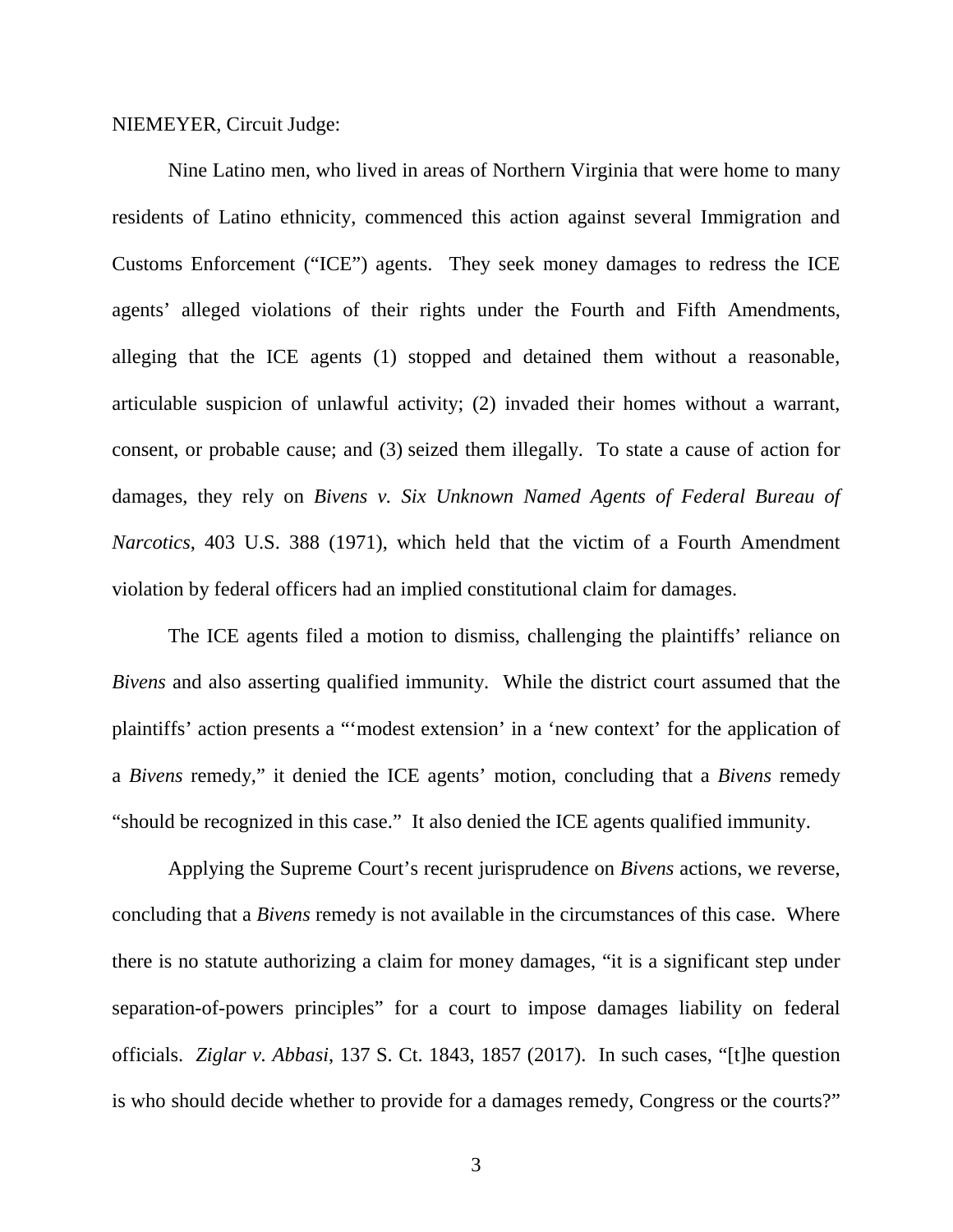NIEMEYER, Circuit Judge:

Nine Latino men, who lived in areas of Northern Virginia that were home to many residents of Latino ethnicity, commenced this action against several Immigration and Customs Enforcement ("ICE") agents. They seek money damages to redress the ICE agents' alleged violations of their rights under the Fourth and Fifth Amendments, alleging that the ICE agents (1) stopped and detained them without a reasonable, articulable suspicion of unlawful activity; (2) invaded their homes without a warrant, consent, or probable cause; and (3) seized them illegally. To state a cause of action for damages, they rely on *Bivens v. Six Unknown Named Agents of Federal Bureau of Narcotics*, 403 U.S. 388 (1971), which held that the victim of a Fourth Amendment violation by federal officers had an implied constitutional claim for damages.

The ICE agents filed a motion to dismiss, challenging the plaintiffs' reliance on *Bivens* and also asserting qualified immunity. While the district court assumed that the plaintiffs' action presents a "'modest extension' in a 'new context' for the application of a *Bivens* remedy," it denied the ICE agents' motion, concluding that a *Bivens* remedy "should be recognized in this case." It also denied the ICE agents qualified immunity.

Applying the Supreme Court's recent jurisprudence on *Bivens* actions, we reverse, concluding that a *Bivens* remedy is not available in the circumstances of this case. Where there is no statute authorizing a claim for money damages, "it is a significant step under separation-of-powers principles" for a court to impose damages liability on federal officials. *Ziglar v. Abbasi*, 137 S. Ct. 1843, 1857 (2017). In such cases, "[t]he question is who should decide whether to provide for a damages remedy, Congress or the courts?"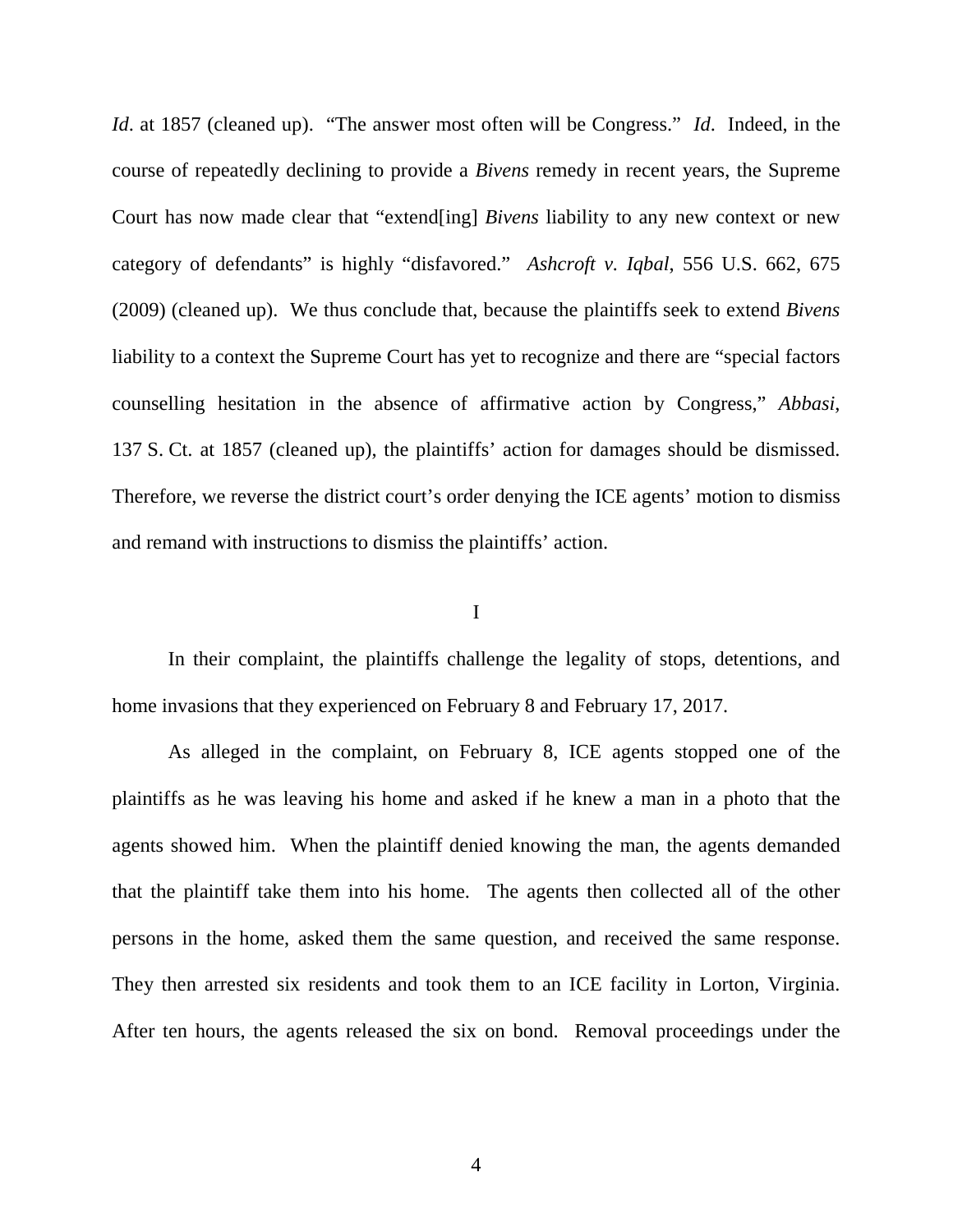*Id*. at 1857 (cleaned up). "The answer most often will be Congress." *Id*. Indeed, in the course of repeatedly declining to provide a *Bivens* remedy in recent years, the Supreme Court has now made clear that "extend[ing] *Bivens* liability to any new context or new category of defendants" is highly "disfavored." *Ashcroft v. Iqbal*, 556 U.S. 662, 675 (2009) (cleaned up). We thus conclude that, because the plaintiffs seek to extend *Bivens* liability to a context the Supreme Court has yet to recognize and there are "special factors counselling hesitation in the absence of affirmative action by Congress," *Abbasi*, 137 S. Ct. at 1857 (cleaned up), the plaintiffs' action for damages should be dismissed. Therefore, we reverse the district court's order denying the ICE agents' motion to dismiss and remand with instructions to dismiss the plaintiffs' action.

I

In their complaint, the plaintiffs challenge the legality of stops, detentions, and home invasions that they experienced on February 8 and February 17, 2017.

As alleged in the complaint, on February 8, ICE agents stopped one of the plaintiffs as he was leaving his home and asked if he knew a man in a photo that the agents showed him. When the plaintiff denied knowing the man, the agents demanded that the plaintiff take them into his home. The agents then collected all of the other persons in the home, asked them the same question, and received the same response. They then arrested six residents and took them to an ICE facility in Lorton, Virginia. After ten hours, the agents released the six on bond. Removal proceedings under the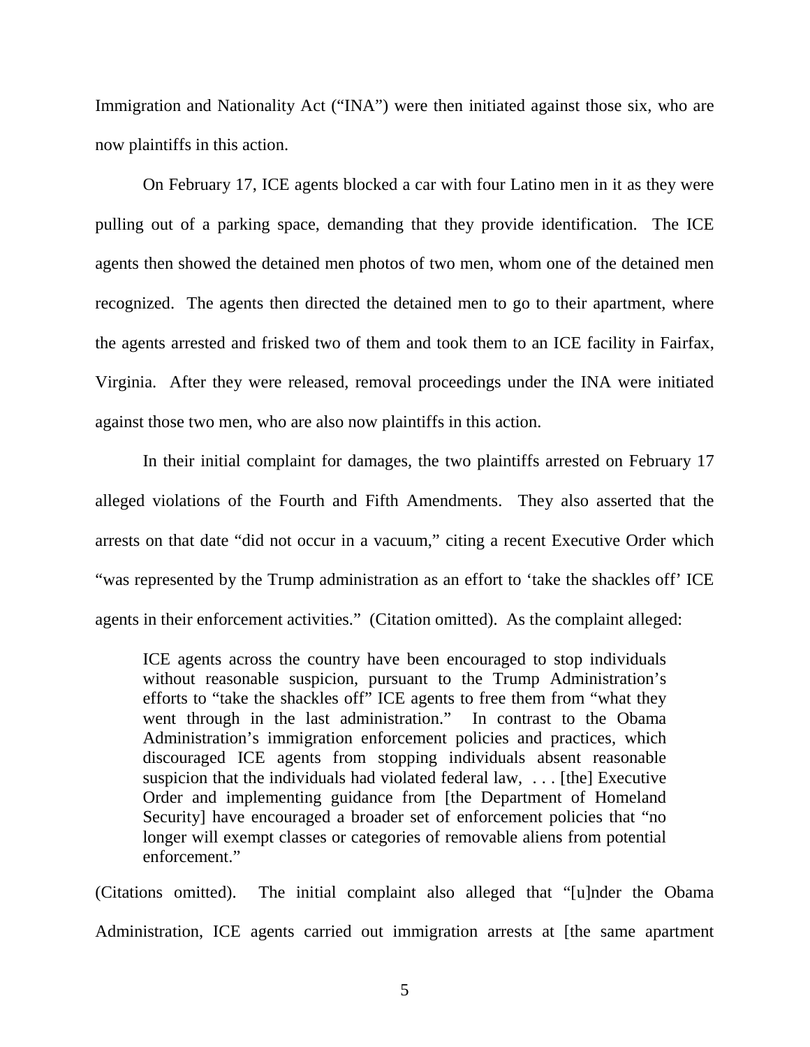Immigration and Nationality Act ("INA") were then initiated against those six, who are now plaintiffs in this action.

On February 17, ICE agents blocked a car with four Latino men in it as they were pulling out of a parking space, demanding that they provide identification. The ICE agents then showed the detained men photos of two men, whom one of the detained men recognized. The agents then directed the detained men to go to their apartment, where the agents arrested and frisked two of them and took them to an ICE facility in Fairfax, Virginia. After they were released, removal proceedings under the INA were initiated against those two men, who are also now plaintiffs in this action.

In their initial complaint for damages, the two plaintiffs arrested on February 17 alleged violations of the Fourth and Fifth Amendments. They also asserted that the arrests on that date "did not occur in a vacuum," citing a recent Executive Order which "was represented by the Trump administration as an effort to 'take the shackles off' ICE agents in their enforcement activities." (Citation omitted). As the complaint alleged:

> ICE agents across the country have been encouraged to stop individuals without reasonable suspicion, pursuant to the Trump Administration's efforts to "take the shackles off" ICE agents to free them from "what they went through in the last administration." In contrast to the Obama Administration's immigration enforcement policies and practices, which discouraged ICE agents from stopping individuals absent reasonable suspicion that the individuals had violated federal law, . . . [the] Executive Order and implementing guidance from [the Department of Homeland Security] have encouraged a broader set of enforcement policies that "no longer will exempt classes or categories of removable aliens from potential enforcement."

(Citations omitted). The initial complaint also alleged that "[u]nder the Obama Administration, ICE agents carried out immigration arrests at [the same apartment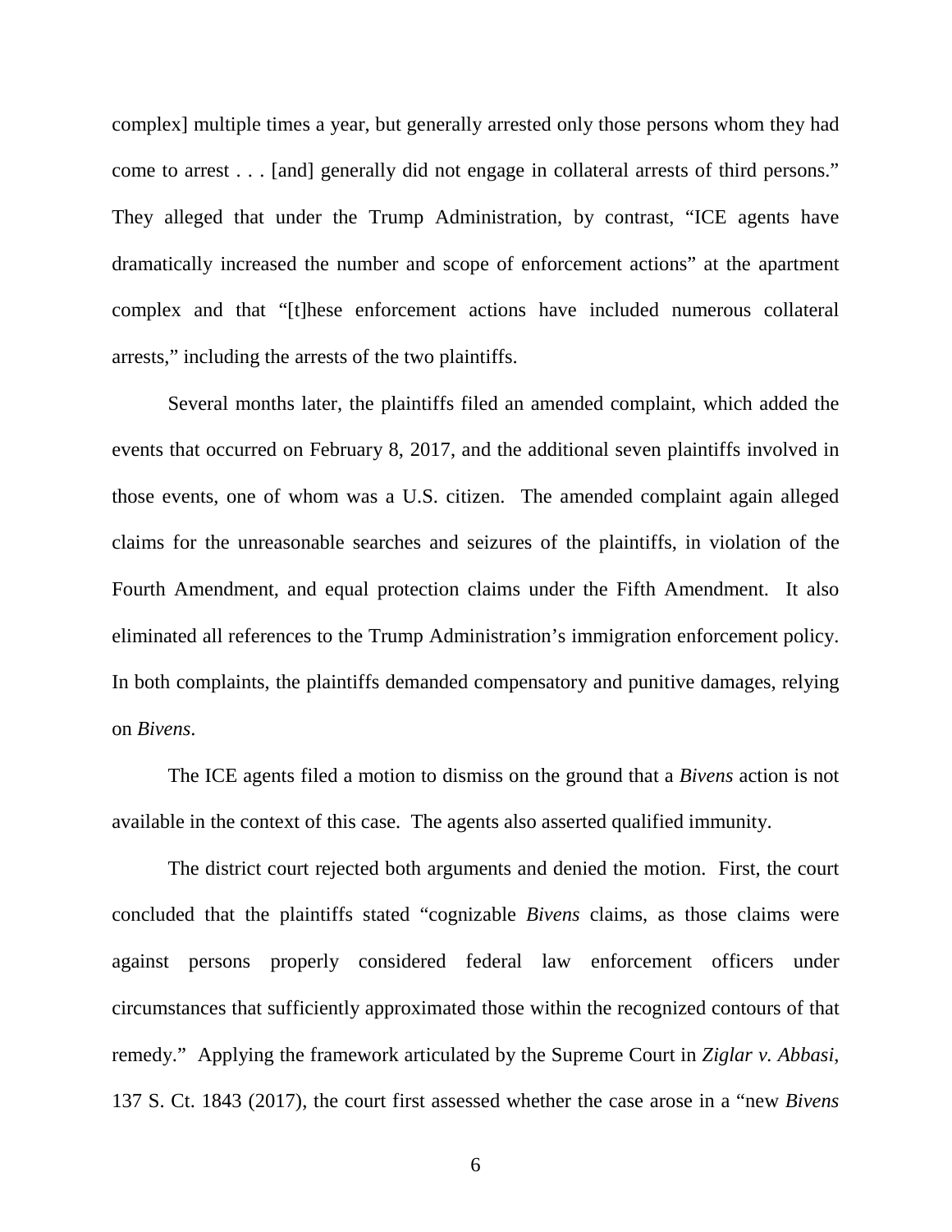complex] multiple times a year, but generally arrested only those persons whom they had come to arrest . . . [and] generally did not engage in collateral arrests of third persons." They alleged that under the Trump Administration, by contrast, "ICE agents have dramatically increased the number and scope of enforcement actions" at the apartment complex and that "[t]hese enforcement actions have included numerous collateral arrests," including the arrests of the two plaintiffs.

Several months later, the plaintiffs filed an amended complaint, which added the events that occurred on February 8, 2017, and the additional seven plaintiffs involved in those events, one of whom was a U.S. citizen. The amended complaint again alleged claims for the unreasonable searches and seizures of the plaintiffs, in violation of the Fourth Amendment, and equal protection claims under the Fifth Amendment. It also eliminated all references to the Trump Administration's immigration enforcement policy. In both complaints, the plaintiffs demanded compensatory and punitive damages, relying on *Bivens*.

The ICE agents filed a motion to dismiss on the ground that a *Bivens* action is not available in the context of this case. The agents also asserted qualified immunity.

The district court rejected both arguments and denied the motion. First, the court concluded that the plaintiffs stated "cognizable *Bivens* claims, as those claims were against persons properly considered federal law enforcement officers under circumstances that sufficiently approximated those within the recognized contours of that remedy." Applying the framework articulated by the Supreme Court in *Ziglar v. Abbasi*, 137 S. Ct. 1843 (2017), the court first assessed whether the case arose in a "new *Bivens*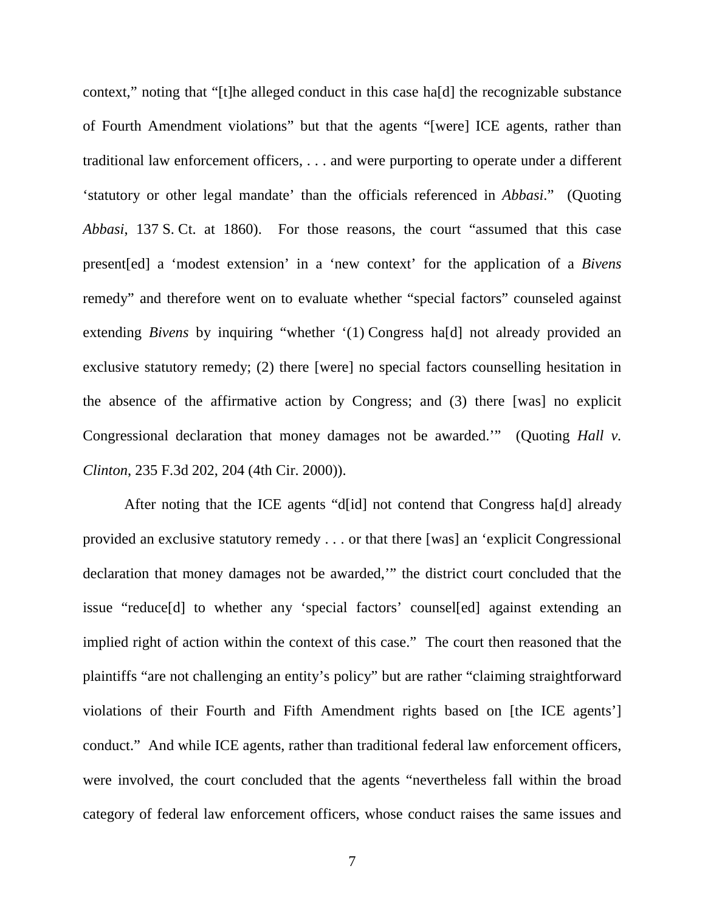context," noting that "[t]he alleged conduct in this case ha[d] the recognizable substance of Fourth Amendment violations" but that the agents "[were] ICE agents, rather than traditional law enforcement officers, . . . and were purporting to operate under a different 'statutory or other legal mandate' than the officials referenced in *Abbasi*." (Quoting *Abbasi*, 137 S. Ct. at 1860). For those reasons, the court "assumed that this case present[ed] a 'modest extension' in a 'new context' for the application of a *Bivens* remedy" and therefore went on to evaluate whether "special factors" counseled against extending *Bivens* by inquiring "whether '(1) Congress ha[d] not already provided an exclusive statutory remedy; (2) there [were] no special factors counselling hesitation in the absence of the affirmative action by Congress; and (3) there [was] no explicit Congressional declaration that money damages not be awarded.'" (Quoting *Hall v. Clinton*, 235 F.3d 202, 204 (4th Cir. 2000)).

After noting that the ICE agents "d[id] not contend that Congress ha[d] already provided an exclusive statutory remedy . . . or that there [was] an 'explicit Congressional declaration that money damages not be awarded,'" the district court concluded that the issue "reduce[d] to whether any 'special factors' counsel[ed] against extending an implied right of action within the context of this case." The court then reasoned that the plaintiffs "are not challenging an entity's policy" but are rather "claiming straightforward violations of their Fourth and Fifth Amendment rights based on [the ICE agents'] conduct." And while ICE agents, rather than traditional federal law enforcement officers, were involved, the court concluded that the agents "nevertheless fall within the broad category of federal law enforcement officers, whose conduct raises the same issues and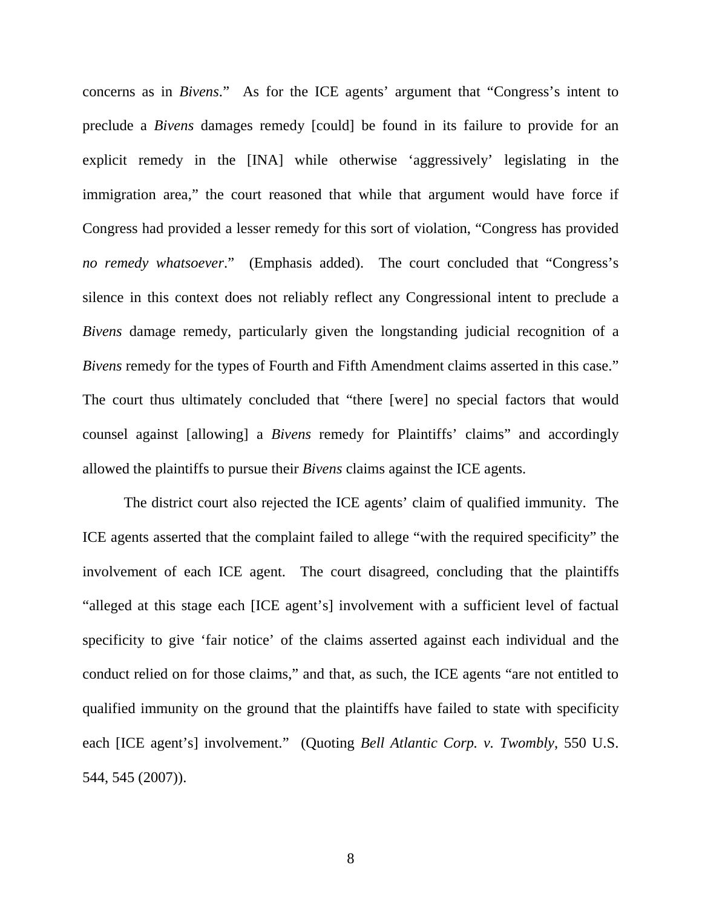concerns as in *Bivens*." As for the ICE agents' argument that "Congress's intent to preclude a *Bivens* damages remedy [could] be found in its failure to provide for an explicit remedy in the [INA] while otherwise 'aggressively' legislating in the immigration area," the court reasoned that while that argument would have force if Congress had provided a lesser remedy for this sort of violation, "Congress has provided *no remedy whatsoever*." (Emphasis added). The court concluded that "Congress's silence in this context does not reliably reflect any Congressional intent to preclude a *Bivens* damage remedy, particularly given the longstanding judicial recognition of a *Bivens* remedy for the types of Fourth and Fifth Amendment claims asserted in this case." The court thus ultimately concluded that "there [were] no special factors that would counsel against [allowing] a *Bivens* remedy for Plaintiffs' claims" and accordingly allowed the plaintiffs to pursue their *Bivens* claims against the ICE agents.

The district court also rejected the ICE agents' claim of qualified immunity. The ICE agents asserted that the complaint failed to allege "with the required specificity" the involvement of each ICE agent. The court disagreed, concluding that the plaintiffs "alleged at this stage each [ICE agent's] involvement with a sufficient level of factual specificity to give 'fair notice' of the claims asserted against each individual and the conduct relied on for those claims," and that, as such, the ICE agents "are not entitled to qualified immunity on the ground that the plaintiffs have failed to state with specificity each [ICE agent's] involvement." (Quoting *Bell Atlantic Corp. v. Twombly*, 550 U.S. 544, 545 (2007)).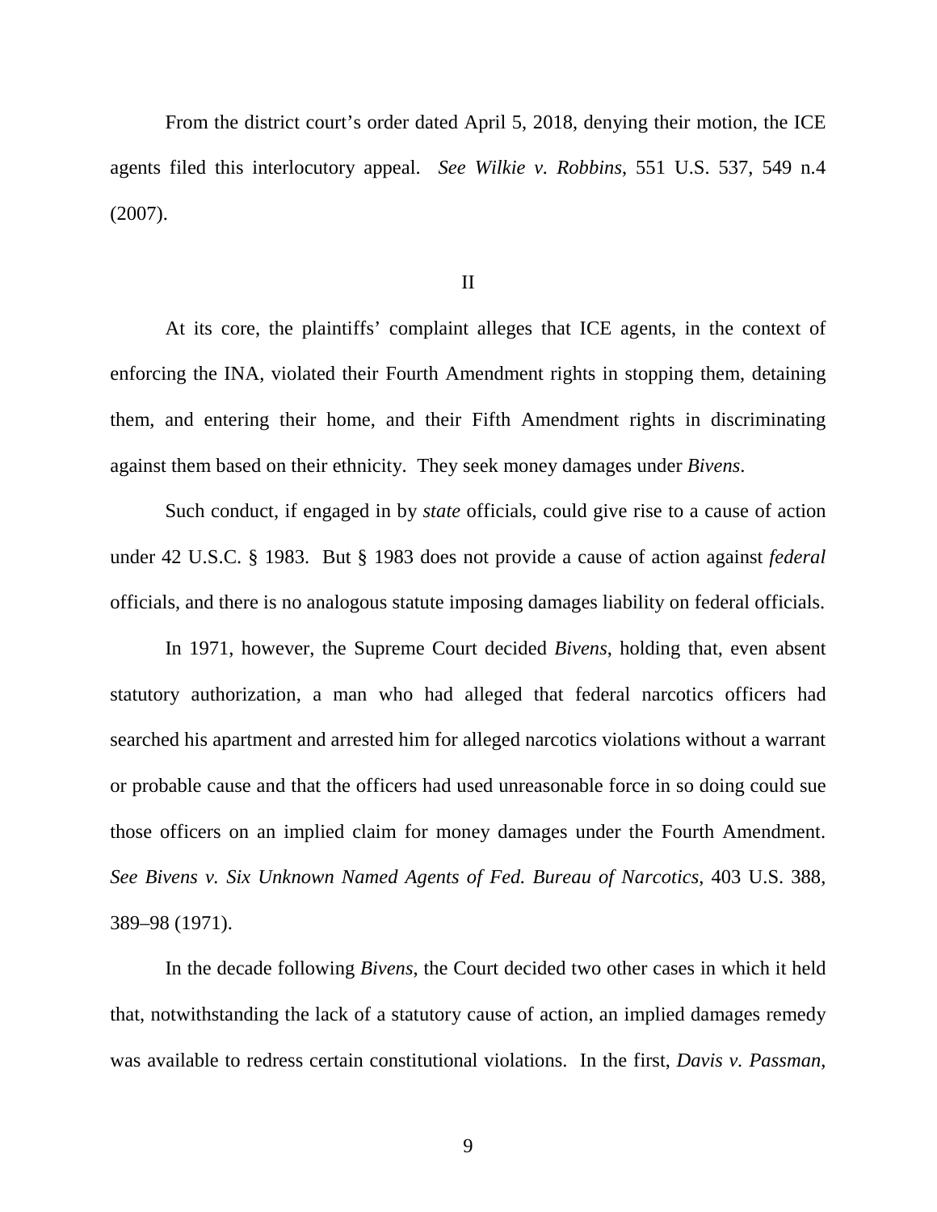From the district court's order dated April 5, 2018, denying their motion, the ICE agents filed this interlocutory appeal. *See Wilkie v. Robbins*, 551 U.S. 537, 549 n.4 (2007).

## II

At its core, the plaintiffs' complaint alleges that ICE agents, in the context of enforcing the INA, violated their Fourth Amendment rights in stopping them, detaining them, and entering their home, and their Fifth Amendment rights in discriminating against them based on their ethnicity. They seek money damages under *Bivens*.

Such conduct, if engaged in by *state* officials, could give rise to a cause of action under 42 U.S.C. § 1983. But § 1983 does not provide a cause of action against *federal* officials, and there is no analogous statute imposing damages liability on federal officials.

In 1971, however, the Supreme Court decided *Bivens*, holding that, even absent statutory authorization, a man who had alleged that federal narcotics officers had searched his apartment and arrested him for alleged narcotics violations without a warrant or probable cause and that the officers had used unreasonable force in so doing could sue those officers on an implied claim for money damages under the Fourth Amendment. *See Bivens v. Six Unknown Named Agents of Fed. Bureau of Narcotics*, 403 U.S. 388, 389–98 (1971).

In the decade following *Bivens*, the Court decided two other cases in which it held that, notwithstanding the lack of a statutory cause of action, an implied damages remedy was available to redress certain constitutional violations. In the first, *Davis v. Passman*,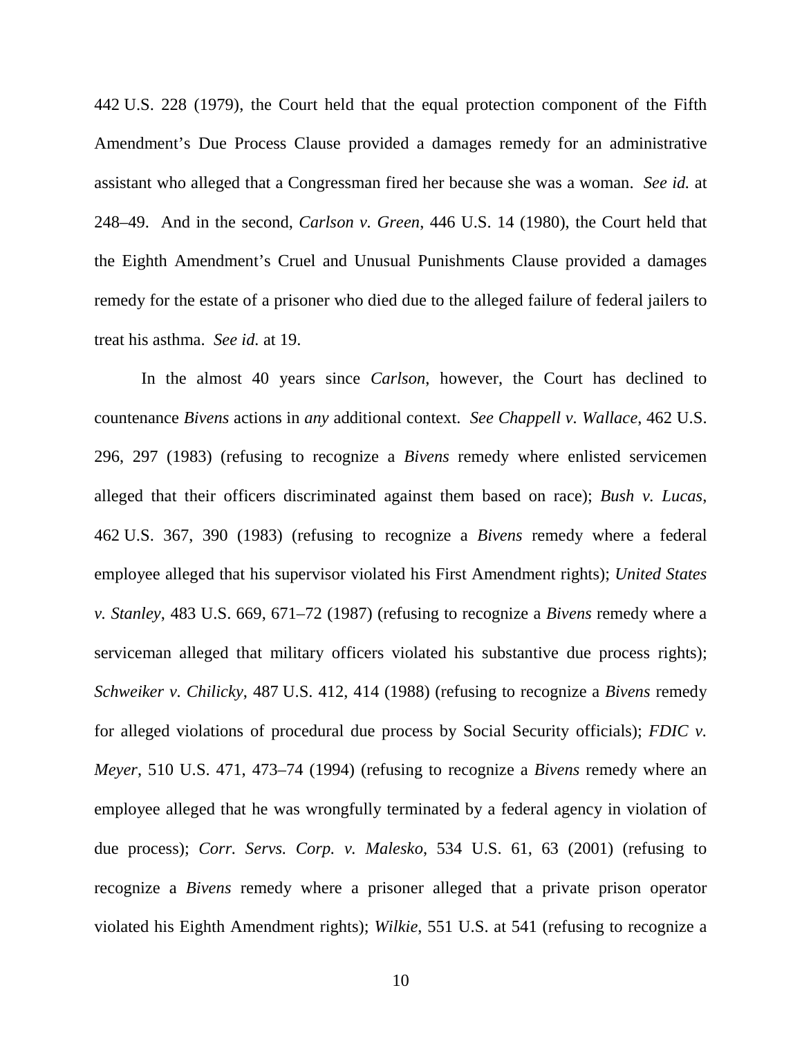442 U.S. 228 (1979), the Court held that the equal protection component of the Fifth Amendment's Due Process Clause provided a damages remedy for an administrative assistant who alleged that a Congressman fired her because she was a woman. *See id.* at 248–49. And in the second, *Carlson v. Green*, 446 U.S. 14 (1980), the Court held that the Eighth Amendment's Cruel and Unusual Punishments Clause provided a damages remedy for the estate of a prisoner who died due to the alleged failure of federal jailers to treat his asthma. *See id.* at 19.

In the almost 40 years since *Carlson*, however, the Court has declined to countenance *Bivens* actions in *any* additional context. *See Chappell v. Wallace*, 462 U.S. 296, 297 (1983) (refusing to recognize a *Bivens* remedy where enlisted servicemen alleged that their officers discriminated against them based on race); *Bush v. Lucas*, 462 U.S. 367, 390 (1983) (refusing to recognize a *Bivens* remedy where a federal employee alleged that his supervisor violated his First Amendment rights); *United States v. Stanley*, 483 U.S. 669, 671–72 (1987) (refusing to recognize a *Bivens* remedy where a serviceman alleged that military officers violated his substantive due process rights); *Schweiker v. Chilicky*, 487 U.S. 412, 414 (1988) (refusing to recognize a *Bivens* remedy for alleged violations of procedural due process by Social Security officials); *FDIC v. Meyer*, 510 U.S. 471, 473–74 (1994) (refusing to recognize a *Bivens* remedy where an employee alleged that he was wrongfully terminated by a federal agency in violation of due process); *Corr. Servs. Corp. v. Malesko*, 534 U.S. 61, 63 (2001) (refusing to recognize a *Bivens* remedy where a prisoner alleged that a private prison operator violated his Eighth Amendment rights); *Wilkie*, 551 U.S. at 541 (refusing to recognize a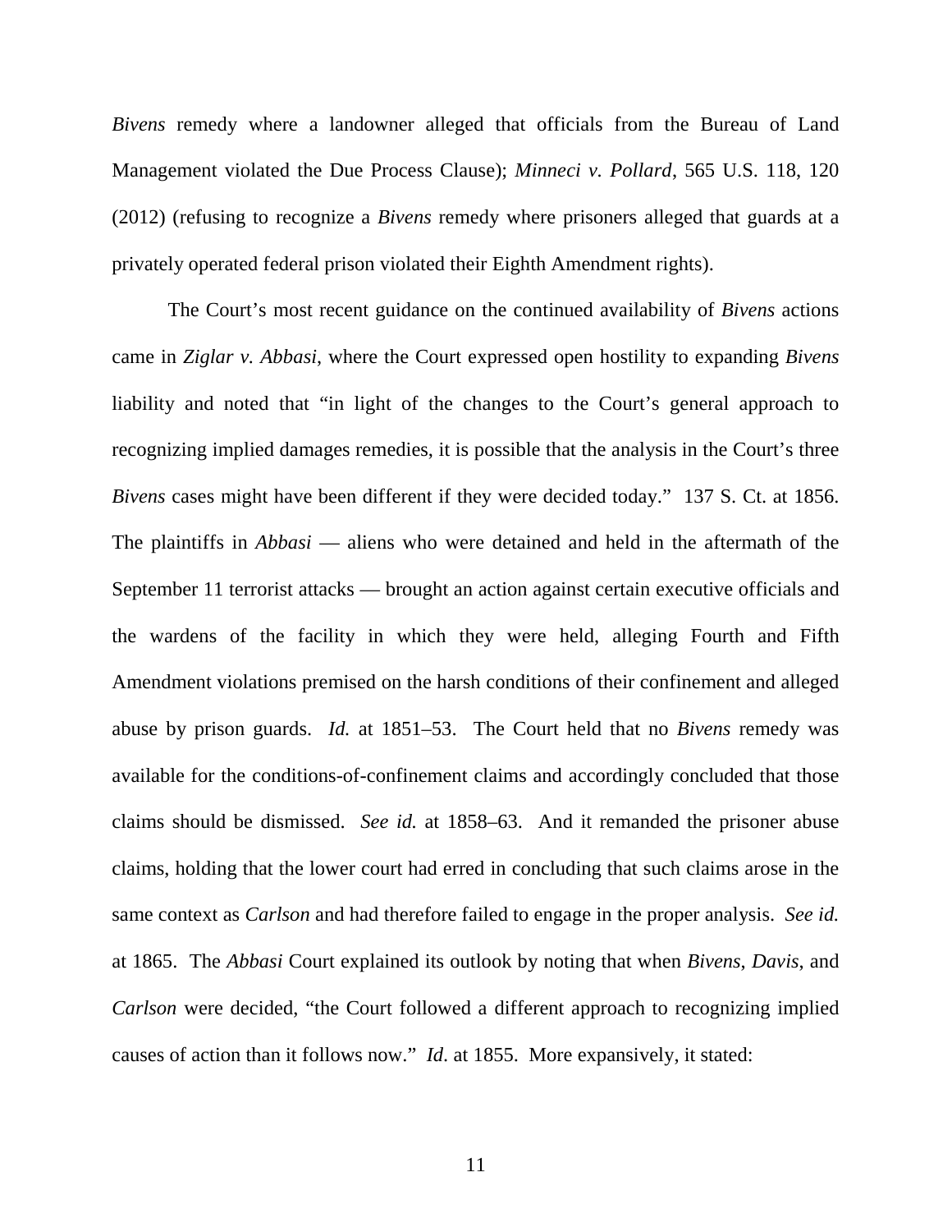*Bivens* remedy where a landowner alleged that officials from the Bureau of Land Management violated the Due Process Clause); *Minneci v. Pollard*, 565 U.S. 118, 120 (2012) (refusing to recognize a *Bivens* remedy where prisoners alleged that guards at a privately operated federal prison violated their Eighth Amendment rights).

The Court's most recent guidance on the continued availability of *Bivens* actions came in *Ziglar v. Abbasi*, where the Court expressed open hostility to expanding *Bivens* liability and noted that "in light of the changes to the Court's general approach to recognizing implied damages remedies, it is possible that the analysis in the Court's three *Bivens* cases might have been different if they were decided today." 137 S. Ct. at 1856. The plaintiffs in *Abbasi* — aliens who were detained and held in the aftermath of the September 11 terrorist attacks — brought an action against certain executive officials and the wardens of the facility in which they were held, alleging Fourth and Fifth Amendment violations premised on the harsh conditions of their confinement and alleged abuse by prison guards. *Id.* at 1851–53. The Court held that no *Bivens* remedy was available for the conditions-of-confinement claims and accordingly concluded that those claims should be dismissed. *See id.* at 1858–63. And it remanded the prisoner abuse claims, holding that the lower court had erred in concluding that such claims arose in the same context as *Carlson* and had therefore failed to engage in the proper analysis. *See id.* at 1865. The *Abbasi* Court explained its outlook by noting that when *Bivens*, *Davis*, and *Carlson* were decided, "the Court followed a different approach to recognizing implied causes of action than it follows now." *Id*. at 1855. More expansively, it stated: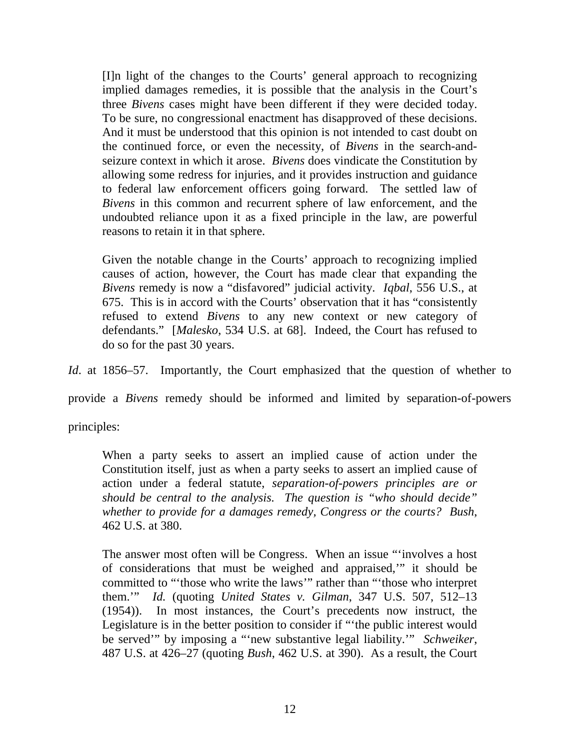> [I]n light of the changes to the Courts' general approach to recognizing implied damages remedies, it is possible that the analysis in the Court's three *Bivens* cases might have been different if they were decided today. To be sure, no congressional enactment has disapproved of these decisions. And it must be understood that this opinion is not intended to cast doubt on the continued force, or even the necessity, of *Bivens* in the search-and-seizure context in which it arose. *Bivens* does vindicate the Constitution by allowing some redress for injuries, and it provides instruction and guidance to federal law enforcement officers going forward. The settled law of *Bivens* in this common and recurrent sphere of law enforcement, and the undoubted reliance upon it as a fixed principle in the law, are powerful reasons to retain it in that sphere.
>
> Given the notable change in the Courts' approach to recognizing implied causes of action, however, the Court has made clear that expanding the *Bivens* remedy is now a "disfavored" judicial activity. *Iqbal*, 556 U.S., at 675. This is in accord with the Courts' observation that it has "consistently refused to extend *Bivens* to any new context or new category of defendants." [*Malesko*, 534 U.S. at 68]. Indeed, the Court has refused to do so for the past 30 years.

*Id*. at 1856–57. Importantly, the Court emphasized that the question of whether to provide a *Bivens* remedy should be informed and limited by separation-of-powers principles:

> When a party seeks to assert an implied cause of action under the Constitution itself, just as when a party seeks to assert an implied cause of action under a federal statute, *separation-of-powers principles are or should be central to the analysis. The question is "who should decide" whether to provide for a damages remedy, Congress or the courts? Bush*, 462 U.S. at 380.
>
> The answer most often will be Congress. When an issue "'involves a host of considerations that must be weighed and appraised,'" it should be committed to "'those who write the laws'" rather than "'those who interpret them.'" *Id.* (quoting *United States v. Gilman*, 347 U.S. 507, 512–13 (1954)). In most instances, the Court's precedents now instruct, the Legislature is in the better position to consider if "'the public interest would be served'" by imposing a "'new substantive legal liability.'" *Schweiker*, 487 U.S. at 426–27 (quoting *Bush*, 462 U.S. at 390). As a result, the Court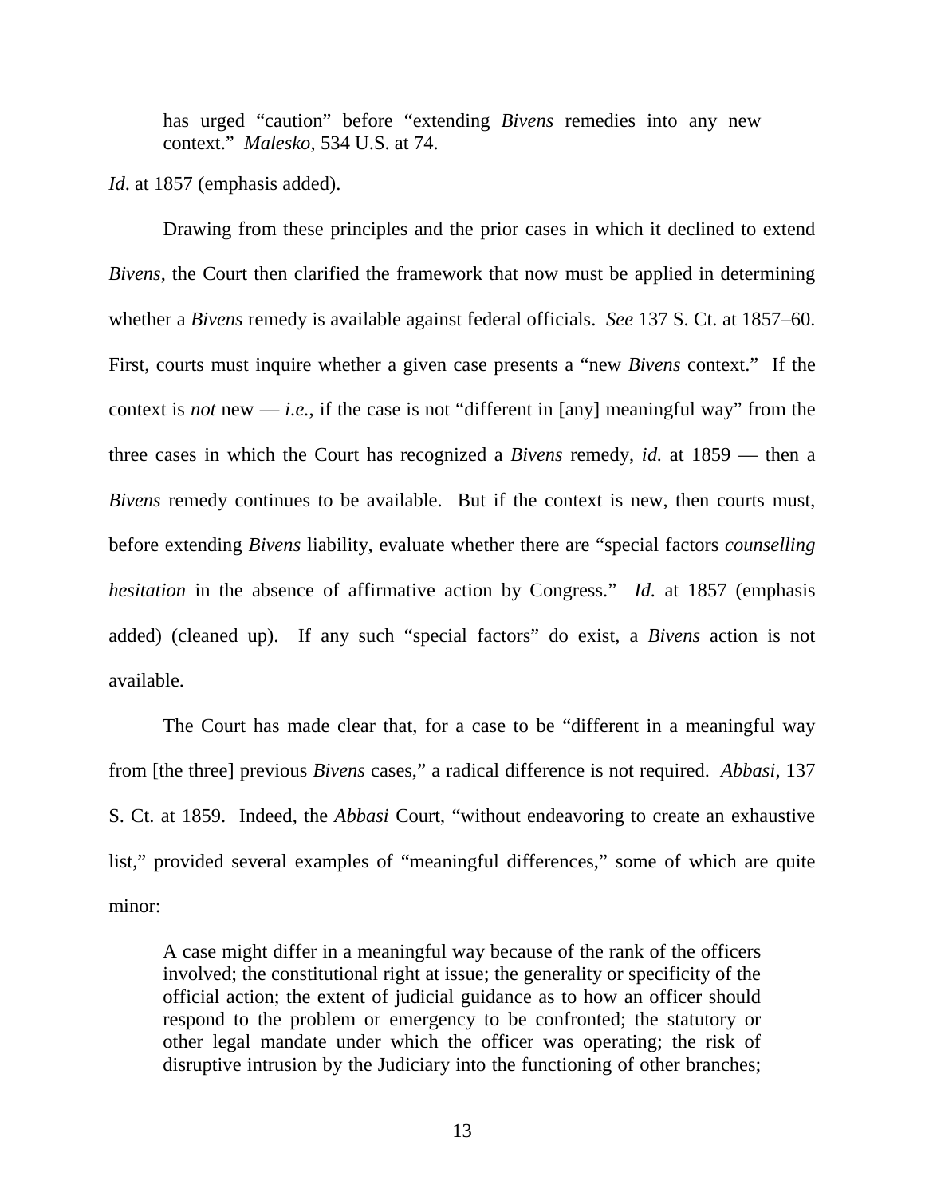> has urged "caution" before "extending *Bivens* remedies into any new context." *Malesko*, 534 U.S. at 74.

*Id*. at 1857 (emphasis added).

Drawing from these principles and the prior cases in which it declined to extend *Bivens*, the Court then clarified the framework that now must be applied in determining whether a *Bivens* remedy is available against federal officials. *See* 137 S. Ct. at 1857–60. First, courts must inquire whether a given case presents a "new *Bivens* context." If the context is *not* new — *i.e.*, if the case is not "different in [any] meaningful way" from the three cases in which the Court has recognized a *Bivens* remedy, *id.* at 1859 — then a *Bivens* remedy continues to be available. But if the context is new, then courts must, before extending *Bivens* liability, evaluate whether there are "special factors *counselling hesitation* in the absence of affirmative action by Congress." *Id.* at 1857 (emphasis added) (cleaned up). If any such "special factors" do exist, a *Bivens* action is not available.

The Court has made clear that, for a case to be "different in a meaningful way from [the three] previous *Bivens* cases," a radical difference is not required. *Abbasi*, 137 S. Ct. at 1859. Indeed, the *Abbasi* Court, "without endeavoring to create an exhaustive list," provided several examples of "meaningful differences," some of which are quite minor:

> A case might differ in a meaningful way because of the rank of the officers involved; the constitutional right at issue; the generality or specificity of the official action; the extent of judicial guidance as to how an officer should respond to the problem or emergency to be confronted; the statutory or other legal mandate under which the officer was operating; the risk of disruptive intrusion by the Judiciary into the functioning of other branches;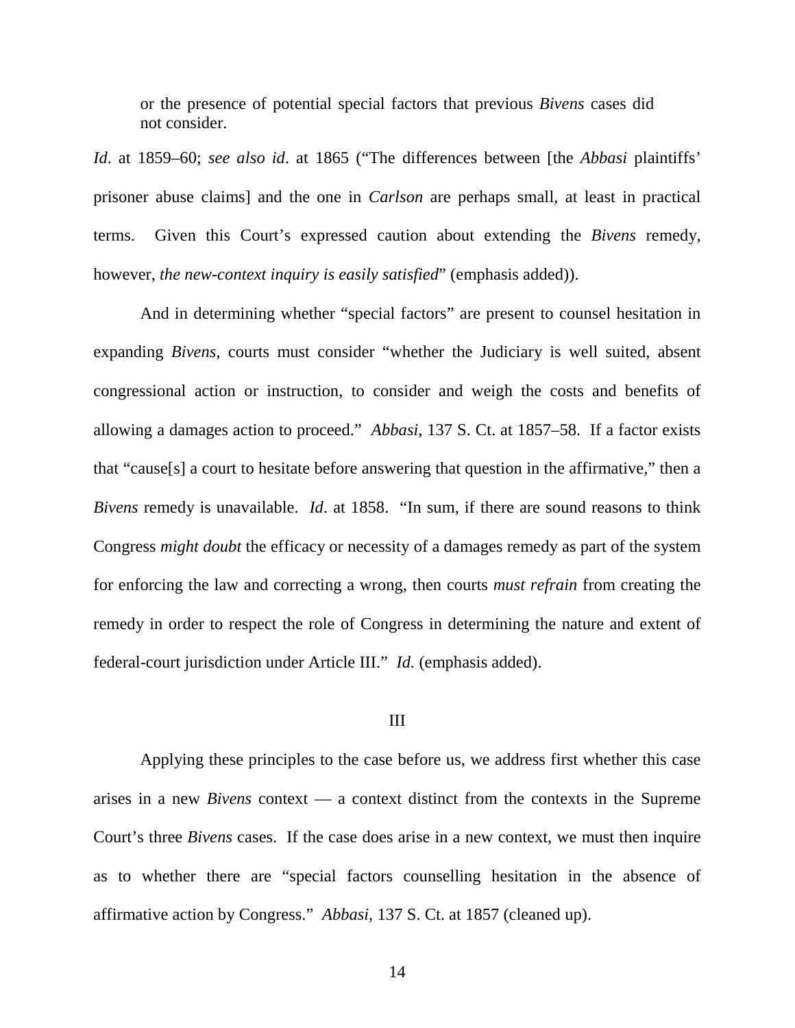or the presence of potential special factors that previous *Bivens* cases did not consider.

*Id*. at 1859–60; *see also id*. at 1865 ("The differences between [the *Abbasi* plaintiffs' prisoner abuse claims] and the one in *Carlson* are perhaps small, at least in practical terms. Given this Court's expressed caution about extending the *Bivens* remedy, however, *the new-context inquiry is easily satisfied*" (emphasis added)).

And in determining whether "special factors" are present to counsel hesitation in expanding *Bivens*, courts must consider "whether the Judiciary is well suited, absent congressional action or instruction, to consider and weigh the costs and benefits of allowing a damages action to proceed." *Abbasi*, 137 S. Ct. at 1857–58. If a factor exists that "cause[s] a court to hesitate before answering that question in the affirmative," then a *Bivens* remedy is unavailable. *Id*. at 1858. "In sum, if there are sound reasons to think Congress *might doubt* the efficacy or necessity of a damages remedy as part of the system for enforcing the law and correcting a wrong, then courts *must refrain* from creating the remedy in order to respect the role of Congress in determining the nature and extent of federal-court jurisdiction under Article III." *Id.* (emphasis added).

## III

Applying these principles to the case before us, we address first whether this case arises in a new *Bivens* context — a context distinct from the contexts in the Supreme Court's three *Bivens* cases. If the case does arise in a new context, we must then inquire as to whether there are "special factors counselling hesitation in the absence of affirmative action by Congress." *Abbasi*, 137 S. Ct. at 1857 (cleaned up).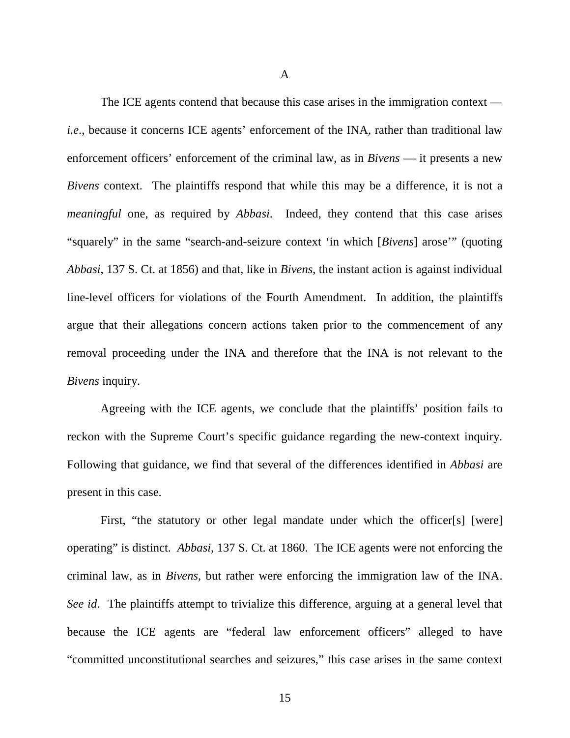A

The ICE agents contend that because this case arises in the immigration context — *i.e.*, because it concerns ICE agents' enforcement of the INA, rather than traditional law enforcement officers' enforcement of the criminal law, as in *Bivens* — it presents a new *Bivens* context. The plaintiffs respond that while this may be a difference, it is not a *meaningful* one, as required by *Abbasi*. Indeed, they contend that this case arises "squarely" in the same "search-and-seizure context 'in which [*Bivens*] arose'" (quoting *Abbasi*, 137 S. Ct. at 1856) and that, like in *Bivens*, the instant action is against individual line-level officers for violations of the Fourth Amendment. In addition, the plaintiffs argue that their allegations concern actions taken prior to the commencement of any removal proceeding under the INA and therefore that the INA is not relevant to the *Bivens* inquiry.

Agreeing with the ICE agents, we conclude that the plaintiffs' position fails to reckon with the Supreme Court's specific guidance regarding the new-context inquiry. Following that guidance, we find that several of the differences identified in *Abbasi* are present in this case.

First, "the statutory or other legal mandate under which the officer[s] [were] operating" is distinct. *Abbasi*, 137 S. Ct. at 1860. The ICE agents were not enforcing the criminal law, as in *Bivens*, but rather were enforcing the immigration law of the INA. *See id*. The plaintiffs attempt to trivialize this difference, arguing at a general level that because the ICE agents are "federal law enforcement officers" alleged to have "committed unconstitutional searches and seizures," this case arises in the same context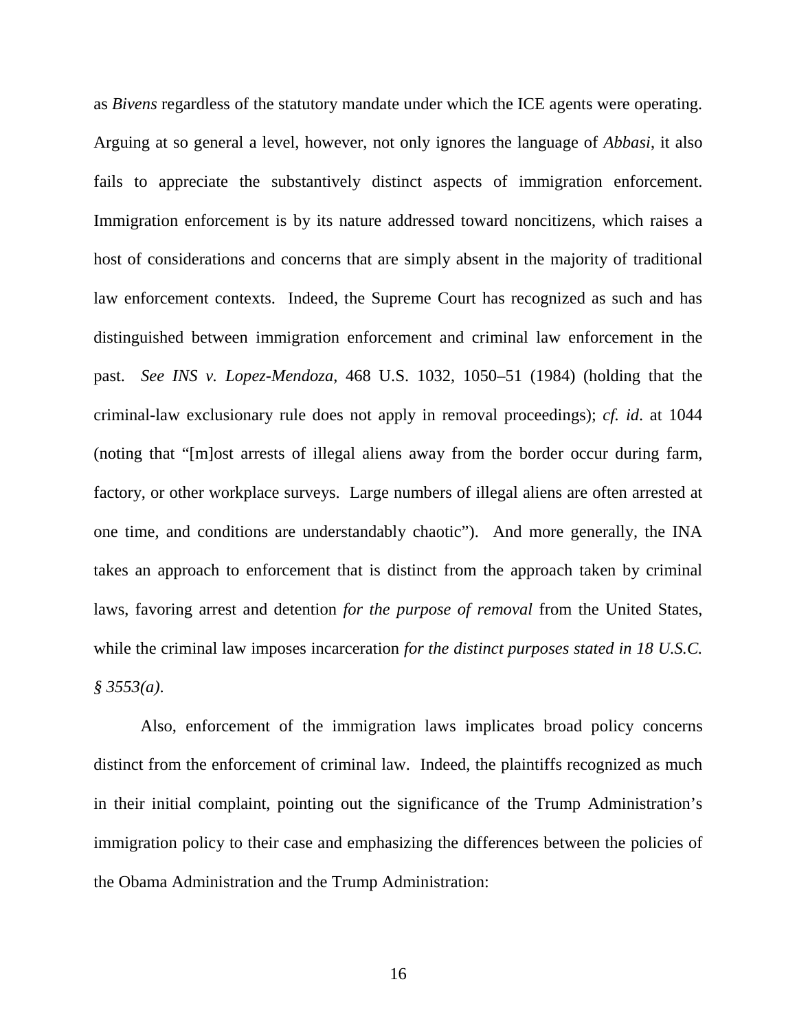as *Bivens* regardless of the statutory mandate under which the ICE agents were operating. Arguing at so general a level, however, not only ignores the language of *Abbasi*, it also fails to appreciate the substantively distinct aspects of immigration enforcement. Immigration enforcement is by its nature addressed toward noncitizens, which raises a host of considerations and concerns that are simply absent in the majority of traditional law enforcement contexts. Indeed, the Supreme Court has recognized as such and has distinguished between immigration enforcement and criminal law enforcement in the past. *See INS v. Lopez-Mendoza*, 468 U.S. 1032, 1050–51 (1984) (holding that the criminal-law exclusionary rule does not apply in removal proceedings); *cf. id*. at 1044 (noting that "[m]ost arrests of illegal aliens away from the border occur during farm, factory, or other workplace surveys. Large numbers of illegal aliens are often arrested at one time, and conditions are understandably chaotic"). And more generally, the INA takes an approach to enforcement that is distinct from the approach taken by criminal laws, favoring arrest and detention *for the purpose of removal* from the United States, while the criminal law imposes incarceration *for the distinct purposes stated in 18 U.S.C. § 3553(a)*.

Also, enforcement of the immigration laws implicates broad policy concerns distinct from the enforcement of criminal law. Indeed, the plaintiffs recognized as much in their initial complaint, pointing out the significance of the Trump Administration's immigration policy to their case and emphasizing the differences between the policies of the Obama Administration and the Trump Administration: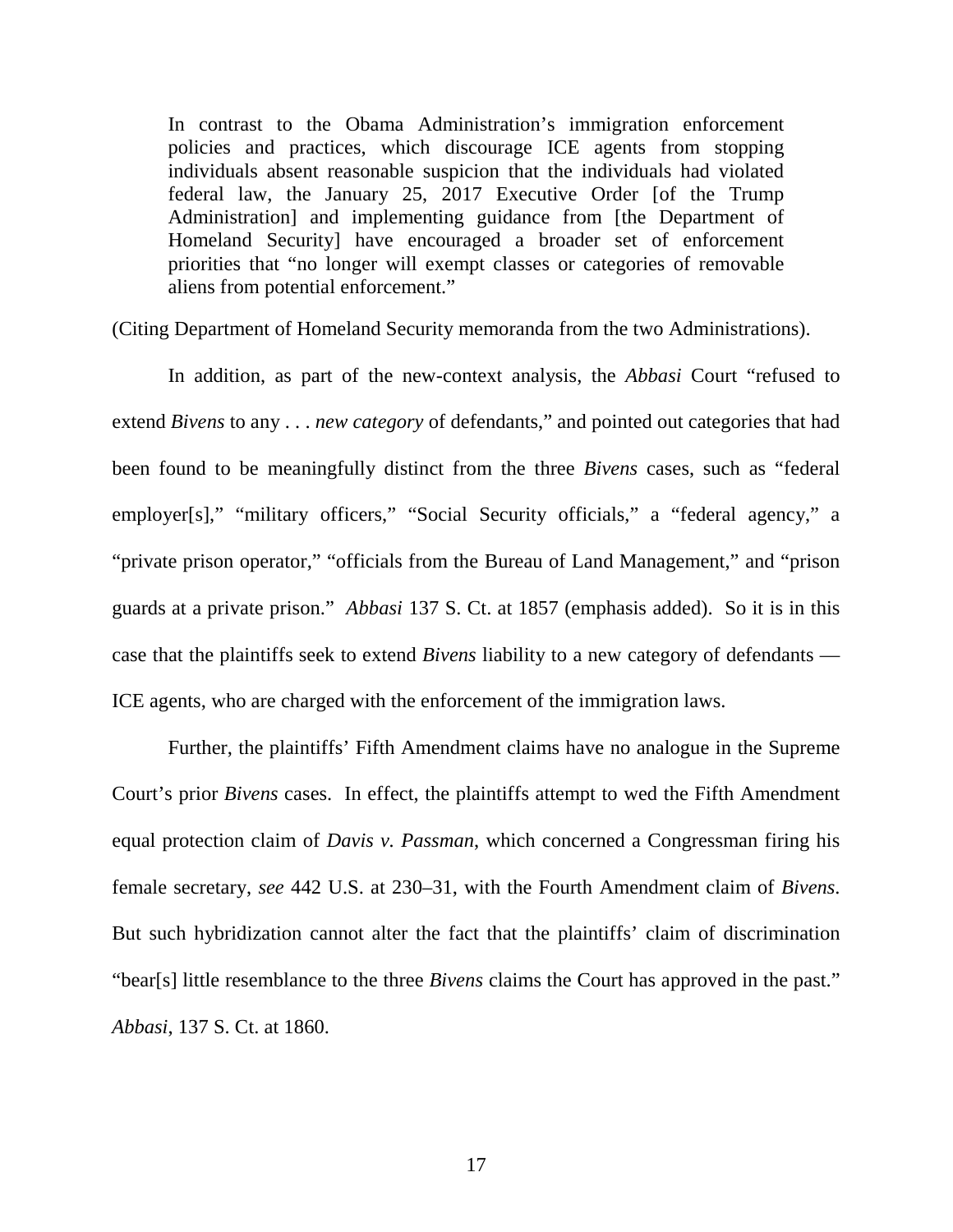> In contrast to the Obama Administration's immigration enforcement policies and practices, which discourage ICE agents from stopping individuals absent reasonable suspicion that the individuals had violated federal law, the January 25, 2017 Executive Order [of the Trump Administration] and implementing guidance from [the Department of Homeland Security] have encouraged a broader set of enforcement priorities that "no longer will exempt classes or categories of removable aliens from potential enforcement."

(Citing Department of Homeland Security memoranda from the two Administrations).

In addition, as part of the new-context analysis, the *Abbasi* Court "refused to extend *Bivens* to any . . . *new category* of defendants," and pointed out categories that had been found to be meaningfully distinct from the three *Bivens* cases, such as "federal employer[s]," "military officers," "Social Security officials," a "federal agency," a "private prison operator," "officials from the Bureau of Land Management," and "prison guards at a private prison." *Abbasi* 137 S. Ct. at 1857 (emphasis added). So it is in this case that the plaintiffs seek to extend *Bivens* liability to a new category of defendants — ICE agents, who are charged with the enforcement of the immigration laws.

Further, the plaintiffs' Fifth Amendment claims have no analogue in the Supreme Court's prior *Bivens* cases. In effect, the plaintiffs attempt to wed the Fifth Amendment equal protection claim of *Davis v. Passman*, which concerned a Congressman firing his female secretary, *see* 442 U.S. at 230–31, with the Fourth Amendment claim of *Bivens*. But such hybridization cannot alter the fact that the plaintiffs' claim of discrimination "bear[s] little resemblance to the three *Bivens* claims the Court has approved in the past." *Abbasi*, 137 S. Ct. at 1860.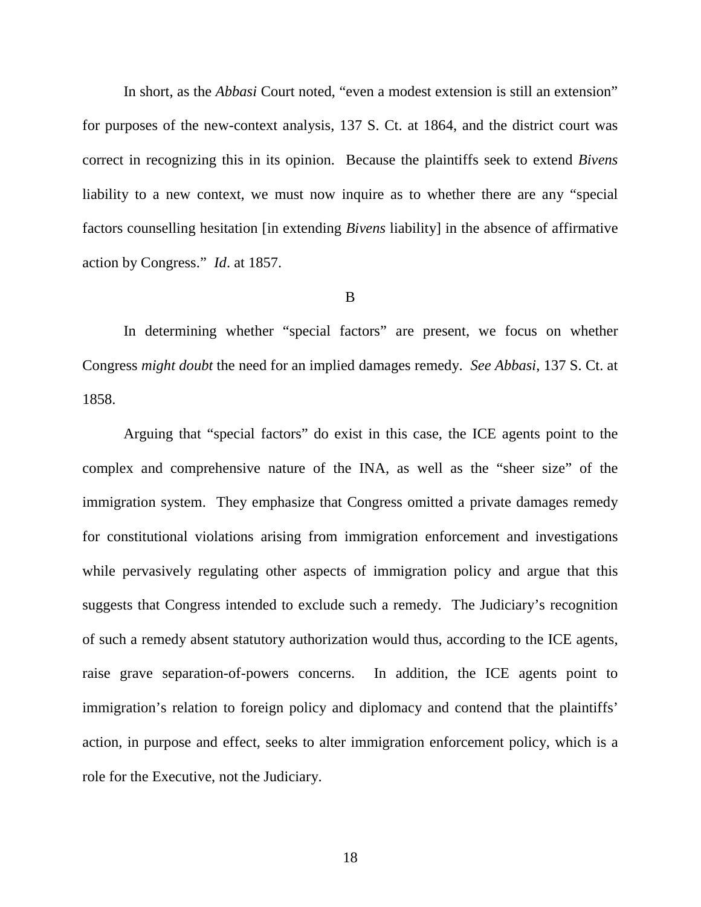In short, as the *Abbasi* Court noted, "even a modest extension is still an extension" for purposes of the new-context analysis, 137 S. Ct. at 1864, and the district court was correct in recognizing this in its opinion. Because the plaintiffs seek to extend *Bivens* liability to a new context, we must now inquire as to whether there are any "special factors counselling hesitation [in extending *Bivens* liability] in the absence of affirmative action by Congress." *Id*. at 1857.

B

In determining whether "special factors" are present, we focus on whether Congress *might doubt* the need for an implied damages remedy. *See Abbasi*, 137 S. Ct. at 1858.

Arguing that "special factors" do exist in this case, the ICE agents point to the complex and comprehensive nature of the INA, as well as the "sheer size" of the immigration system. They emphasize that Congress omitted a private damages remedy for constitutional violations arising from immigration enforcement and investigations while pervasively regulating other aspects of immigration policy and argue that this suggests that Congress intended to exclude such a remedy. The Judiciary's recognition of such a remedy absent statutory authorization would thus, according to the ICE agents, raise grave separation-of-powers concerns. In addition, the ICE agents point to immigration's relation to foreign policy and diplomacy and contend that the plaintiffs' action, in purpose and effect, seeks to alter immigration enforcement policy, which is a role for the Executive, not the Judiciary.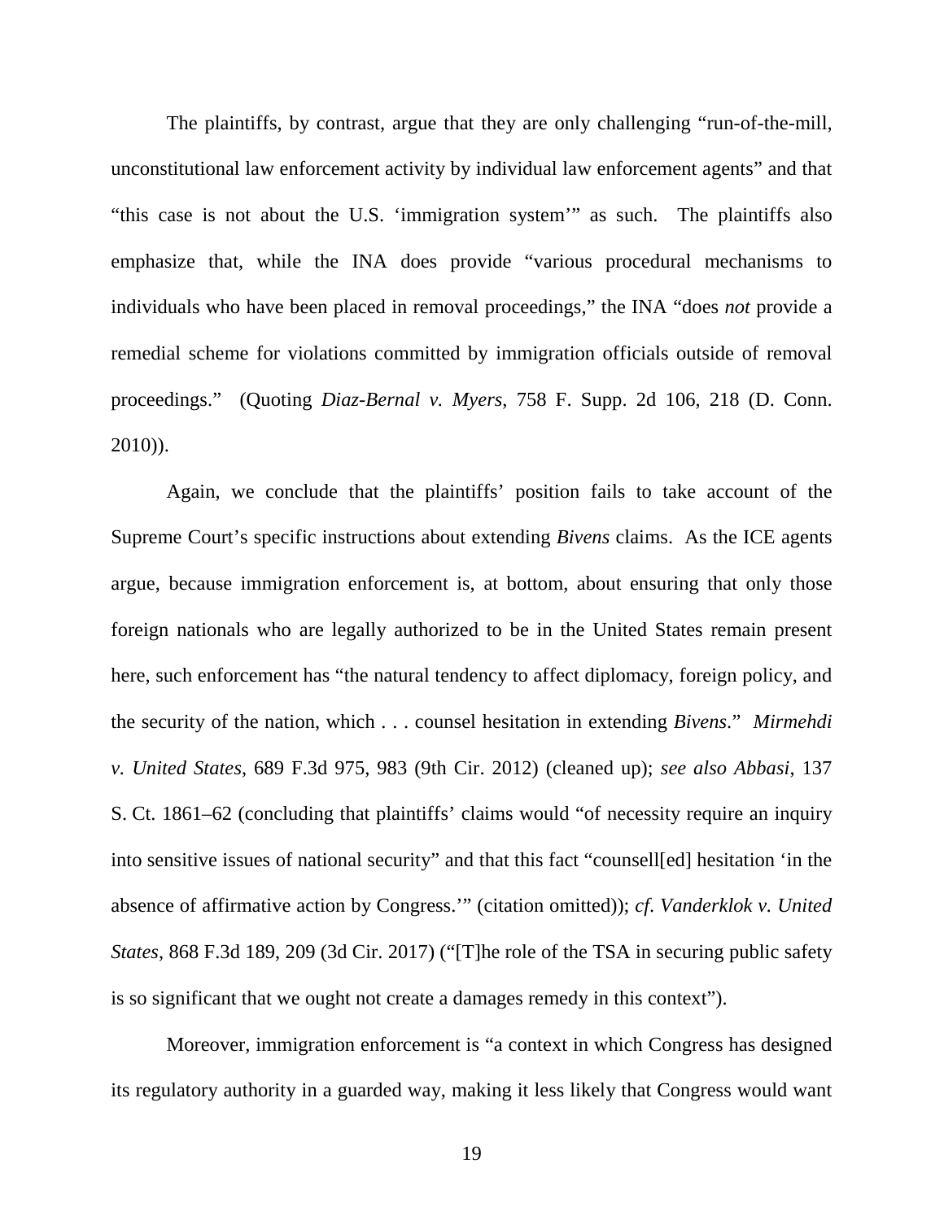The plaintiffs, by contrast, argue that they are only challenging "run-of-the-mill, unconstitutional law enforcement activity by individual law enforcement agents" and that "this case is not about the U.S. 'immigration system'" as such. The plaintiffs also emphasize that, while the INA does provide "various procedural mechanisms to individuals who have been placed in removal proceedings," the INA "does *not* provide a remedial scheme for violations committed by immigration officials outside of removal proceedings." (Quoting *Diaz-Bernal v. Myers*, 758 F. Supp. 2d 106, 218 (D. Conn. 2010)).

Again, we conclude that the plaintiffs' position fails to take account of the Supreme Court's specific instructions about extending *Bivens* claims. As the ICE agents argue, because immigration enforcement is, at bottom, about ensuring that only those foreign nationals who are legally authorized to be in the United States remain present here, such enforcement has "the natural tendency to affect diplomacy, foreign policy, and the security of the nation, which . . . counsel hesitation in extending *Bivens*." *Mirmehdi v. United States*, 689 F.3d 975, 983 (9th Cir. 2012) (cleaned up); *see also Abbasi*, 137 S. Ct. 1861–62 (concluding that plaintiffs' claims would "of necessity require an inquiry into sensitive issues of national security" and that this fact "counsell[ed] hesitation 'in the absence of affirmative action by Congress.'" (citation omitted)); *cf. Vanderklok v. United States*, 868 F.3d 189, 209 (3d Cir. 2017) ("[T]he role of the TSA in securing public safety is so significant that we ought not create a damages remedy in this context").

Moreover, immigration enforcement is "a context in which Congress has designed its regulatory authority in a guarded way, making it less likely that Congress would want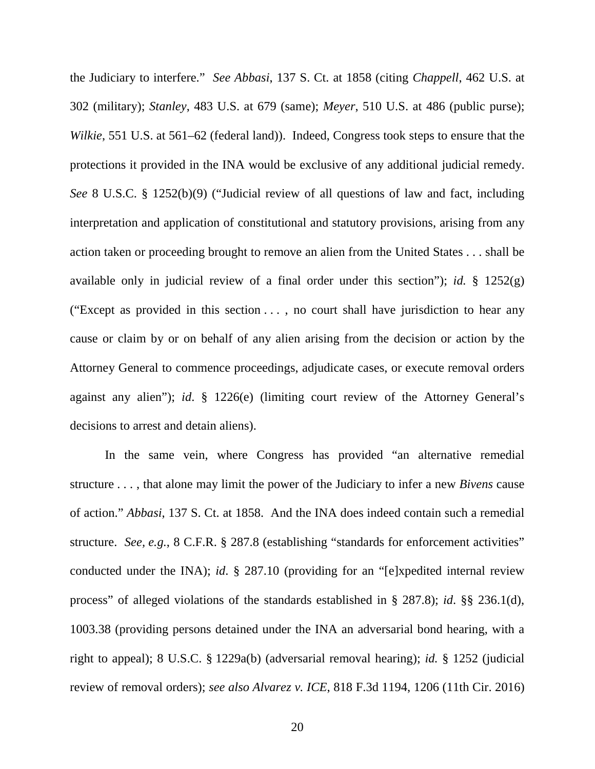the Judiciary to interfere." *See Abbasi*, 137 S. Ct. at 1858 (citing *Chappell*, 462 U.S. at 302 (military); *Stanley*, 483 U.S. at 679 (same); *Meyer*, 510 U.S. at 486 (public purse); *Wilkie*, 551 U.S. at 561–62 (federal land)). Indeed, Congress took steps to ensure that the protections it provided in the INA would be exclusive of any additional judicial remedy. *See* 8 U.S.C. § 1252(b)(9) ("Judicial review of all questions of law and fact, including interpretation and application of constitutional and statutory provisions, arising from any action taken or proceeding brought to remove an alien from the United States . . . shall be available only in judicial review of a final order under this section"); *id.* § 1252(g) ("Except as provided in this section . . . , no court shall have jurisdiction to hear any cause or claim by or on behalf of any alien arising from the decision or action by the Attorney General to commence proceedings, adjudicate cases, or execute removal orders against any alien"); *id*. § 1226(e) (limiting court review of the Attorney General's decisions to arrest and detain aliens).

In the same vein, where Congress has provided "an alternative remedial structure . . . , that alone may limit the power of the Judiciary to infer a new *Bivens* cause of action." *Abbasi*, 137 S. Ct. at 1858. And the INA does indeed contain such a remedial structure. *See, e.g.*, 8 C.F.R. § 287.8 (establishing "standards for enforcement activities" conducted under the INA); *id*. § 287.10 (providing for an "[e]xpedited internal review process" of alleged violations of the standards established in § 287.8); *id*. §§ 236.1(d), 1003.38 (providing persons detained under the INA an adversarial bond hearing, with a right to appeal); 8 U.S.C. § 1229a(b) (adversarial removal hearing); *id.* § 1252 (judicial review of removal orders); *see also Alvarez v. ICE*, 818 F.3d 1194, 1206 (11th Cir. 2016)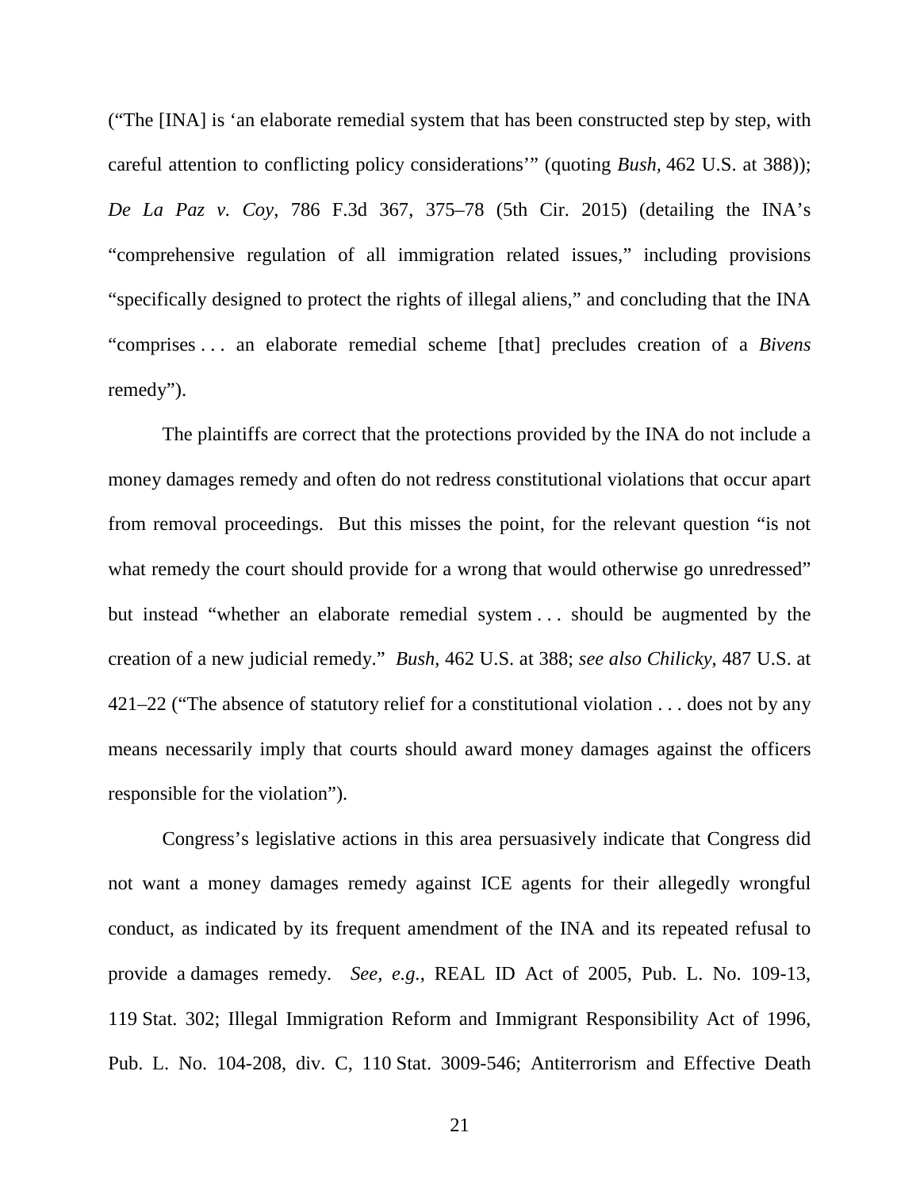("The [INA] is 'an elaborate remedial system that has been constructed step by step, with careful attention to conflicting policy considerations'" (quoting *Bush*, 462 U.S. at 388)); *De La Paz v. Coy*, 786 F.3d 367, 375–78 (5th Cir. 2015) (detailing the INA's "comprehensive regulation of all immigration related issues," including provisions "specifically designed to protect the rights of illegal aliens," and concluding that the INA "comprises . . . an elaborate remedial scheme [that] precludes creation of a *Bivens* remedy").

The plaintiffs are correct that the protections provided by the INA do not include a money damages remedy and often do not redress constitutional violations that occur apart from removal proceedings. But this misses the point, for the relevant question "is not what remedy the court should provide for a wrong that would otherwise go unredressed" but instead "whether an elaborate remedial system . . . should be augmented by the creation of a new judicial remedy." *Bush*, 462 U.S. at 388; *see also Chilicky*, 487 U.S. at 421–22 ("The absence of statutory relief for a constitutional violation . . . does not by any means necessarily imply that courts should award money damages against the officers responsible for the violation").

Congress's legislative actions in this area persuasively indicate that Congress did not want a money damages remedy against ICE agents for their allegedly wrongful conduct, as indicated by its frequent amendment of the INA and its repeated refusal to provide a damages remedy. *See, e.g.*, REAL ID Act of 2005, Pub. L. No. 109-13, 119 Stat. 302; Illegal Immigration Reform and Immigrant Responsibility Act of 1996, Pub. L. No. 104-208, div. C, 110 Stat. 3009-546; Antiterrorism and Effective Death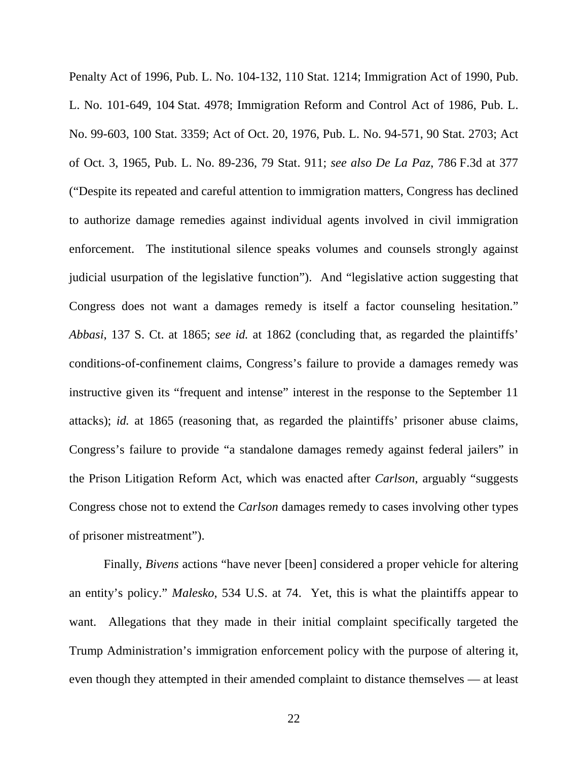Penalty Act of 1996, Pub. L. No. 104-132, 110 Stat. 1214; Immigration Act of 1990, Pub. L. No. 101-649, 104 Stat. 4978; Immigration Reform and Control Act of 1986, Pub. L. No. 99-603, 100 Stat. 3359; Act of Oct. 20, 1976, Pub. L. No. 94-571, 90 Stat. 2703; Act of Oct. 3, 1965, Pub. L. No. 89-236, 79 Stat. 911; *see also De La Paz*, 786 F.3d at 377 ("Despite its repeated and careful attention to immigration matters, Congress has declined to authorize damage remedies against individual agents involved in civil immigration enforcement. The institutional silence speaks volumes and counsels strongly against judicial usurpation of the legislative function"). And "legislative action suggesting that Congress does not want a damages remedy is itself a factor counseling hesitation." *Abbasi*, 137 S. Ct. at 1865; *see id.* at 1862 (concluding that, as regarded the plaintiffs' conditions-of-confinement claims, Congress's failure to provide a damages remedy was instructive given its "frequent and intense" interest in the response to the September 11 attacks); *id.* at 1865 (reasoning that, as regarded the plaintiffs' prisoner abuse claims, Congress's failure to provide "a standalone damages remedy against federal jailers" in the Prison Litigation Reform Act, which was enacted after *Carlson*, arguably "suggests Congress chose not to extend the *Carlson* damages remedy to cases involving other types of prisoner mistreatment").

Finally, *Bivens* actions "have never [been] considered a proper vehicle for altering an entity's policy." *Malesko*, 534 U.S. at 74. Yet, this is what the plaintiffs appear to want. Allegations that they made in their initial complaint specifically targeted the Trump Administration's immigration enforcement policy with the purpose of altering it, even though they attempted in their amended complaint to distance themselves — at least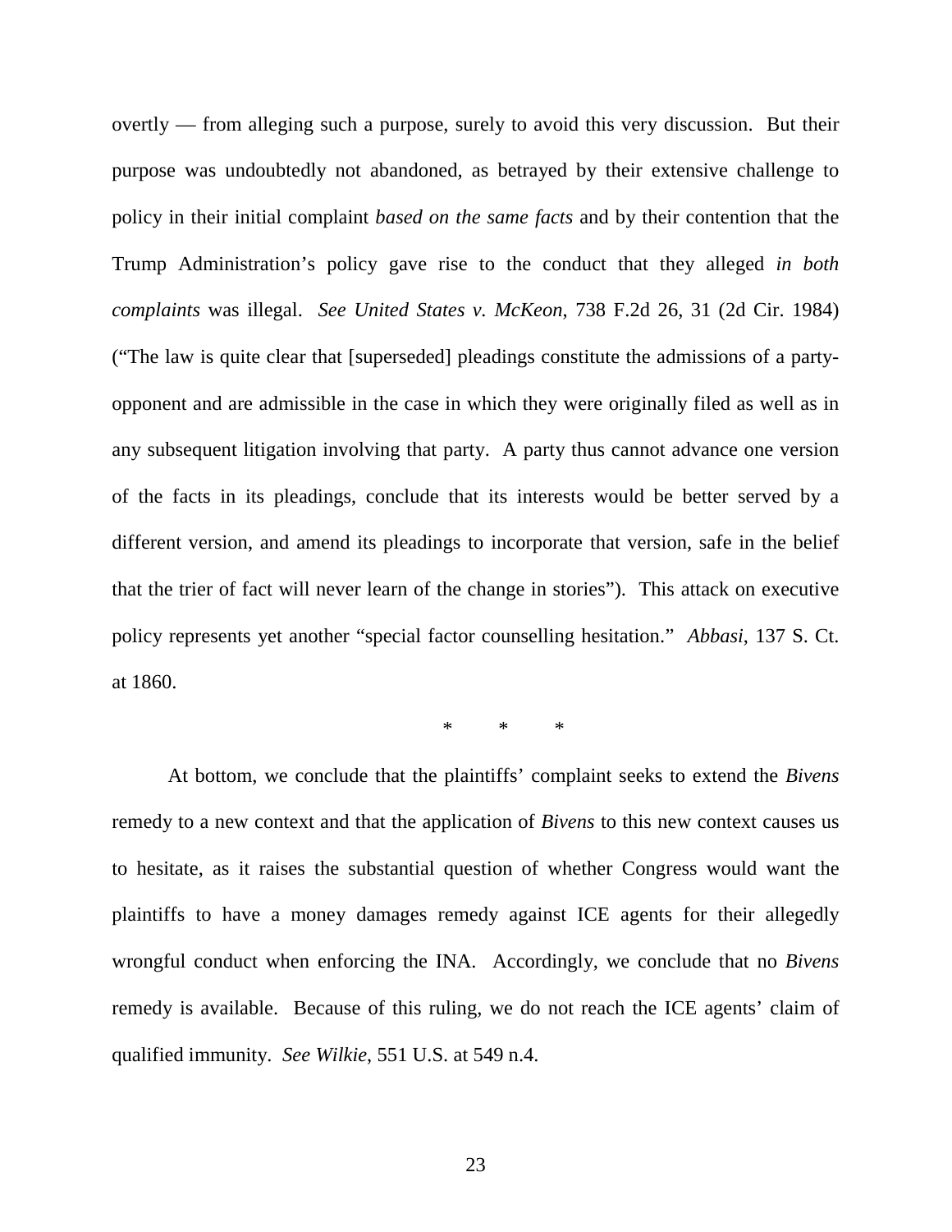overtly — from alleging such a purpose, surely to avoid this very discussion. But their purpose was undoubtedly not abandoned, as betrayed by their extensive challenge to policy in their initial complaint *based on the same facts* and by their contention that the Trump Administration's policy gave rise to the conduct that they alleged *in both complaints* was illegal. *See United States v. McKeon*, 738 F.2d 26, 31 (2d Cir. 1984) ("The law is quite clear that [superseded] pleadings constitute the admissions of a party-opponent and are admissible in the case in which they were originally filed as well as in any subsequent litigation involving that party. A party thus cannot advance one version of the facts in its pleadings, conclude that its interests would be better served by a different version, and amend its pleadings to incorporate that version, safe in the belief that the trier of fact will never learn of the change in stories"). This attack on executive policy represents yet another "special factor counselling hesitation." *Abbasi*, 137 S. Ct. at 1860.

\* \* \*

At bottom, we conclude that the plaintiffs' complaint seeks to extend the *Bivens* remedy to a new context and that the application of *Bivens* to this new context causes us to hesitate, as it raises the substantial question of whether Congress would want the plaintiffs to have a money damages remedy against ICE agents for their allegedly wrongful conduct when enforcing the INA. Accordingly, we conclude that no *Bivens* remedy is available. Because of this ruling, we do not reach the ICE agents' claim of qualified immunity. *See Wilkie*, 551 U.S. at 549 n.4.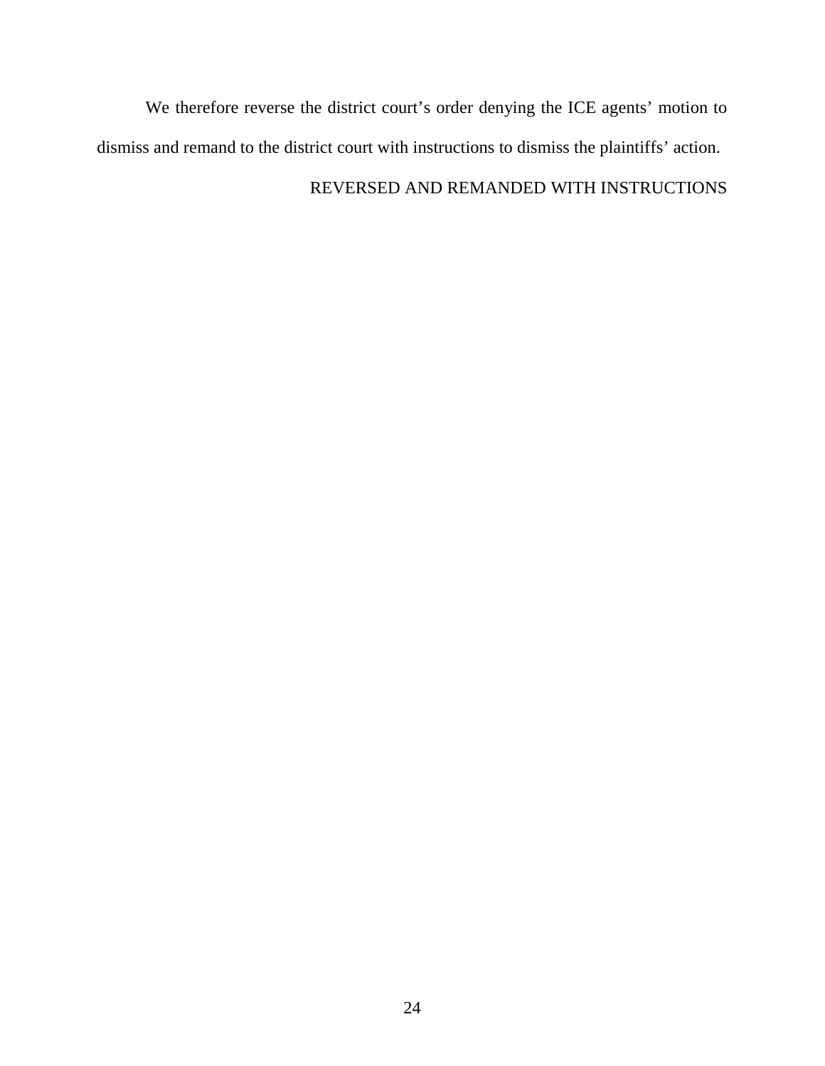We therefore reverse the district court's order denying the ICE agents' motion to dismiss and remand to the district court with instructions to dismiss the plaintiffs' action.

REVERSED AND REMANDED WITH INSTRUCTIONS